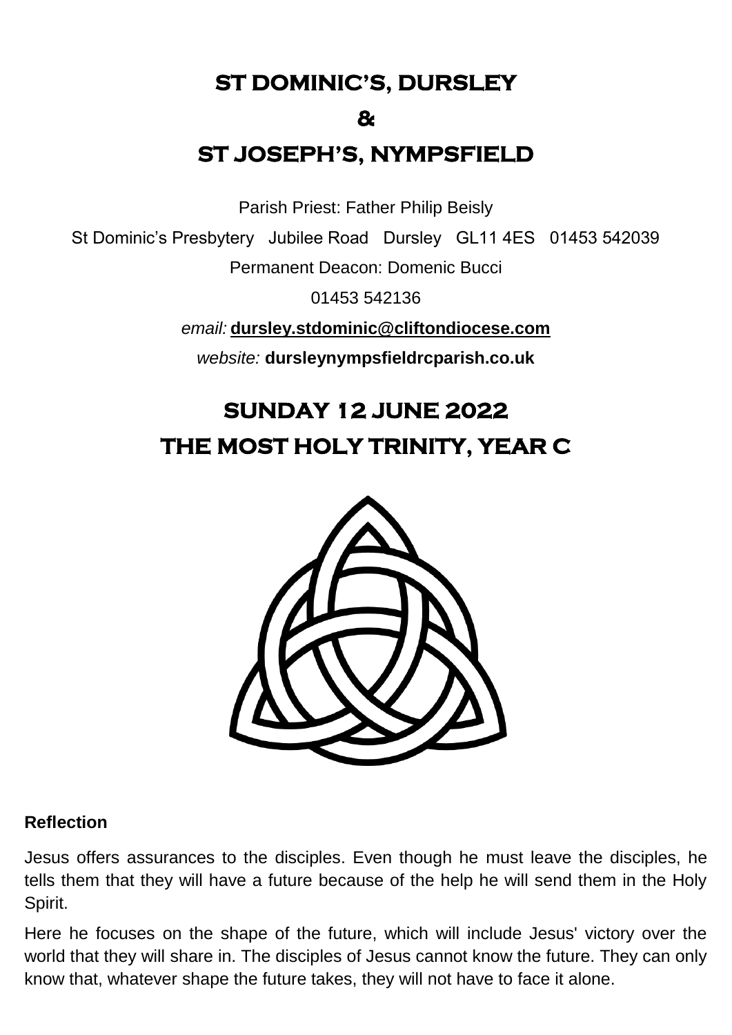# ST DOMINIC'S, DURSLEY

# &

# ST JOSEPH'S, NYMPSFIELD

Parish Priest: Father Philip Beisly

St Dominic's Presbytery   Jubilee Road   Dursley   GL11 4ES   01453 542039

Permanent Deacon: Domenic Bucci

01453 542136

*email:* **dursley.stdominic@cliftondiocese.com**

*website:* **dursleynympsfieldrcparish.co.uk**

# SUNDAY 12 JUNE 2022

# THE MOST HOLY TRINITY, YEAR C

**Reflection**

Jesus offers assurances to the disciples. Even though he must leave the disciples, he tells them that they will have a future because of the help he will send them in the Holy Spirit.

Here he focuses on the shape of the future, which will include Jesus' victory over the world that they will share in. The disciples of Jesus cannot know the future. They can only know that, whatever shape the future takes, they will not have to face it alone.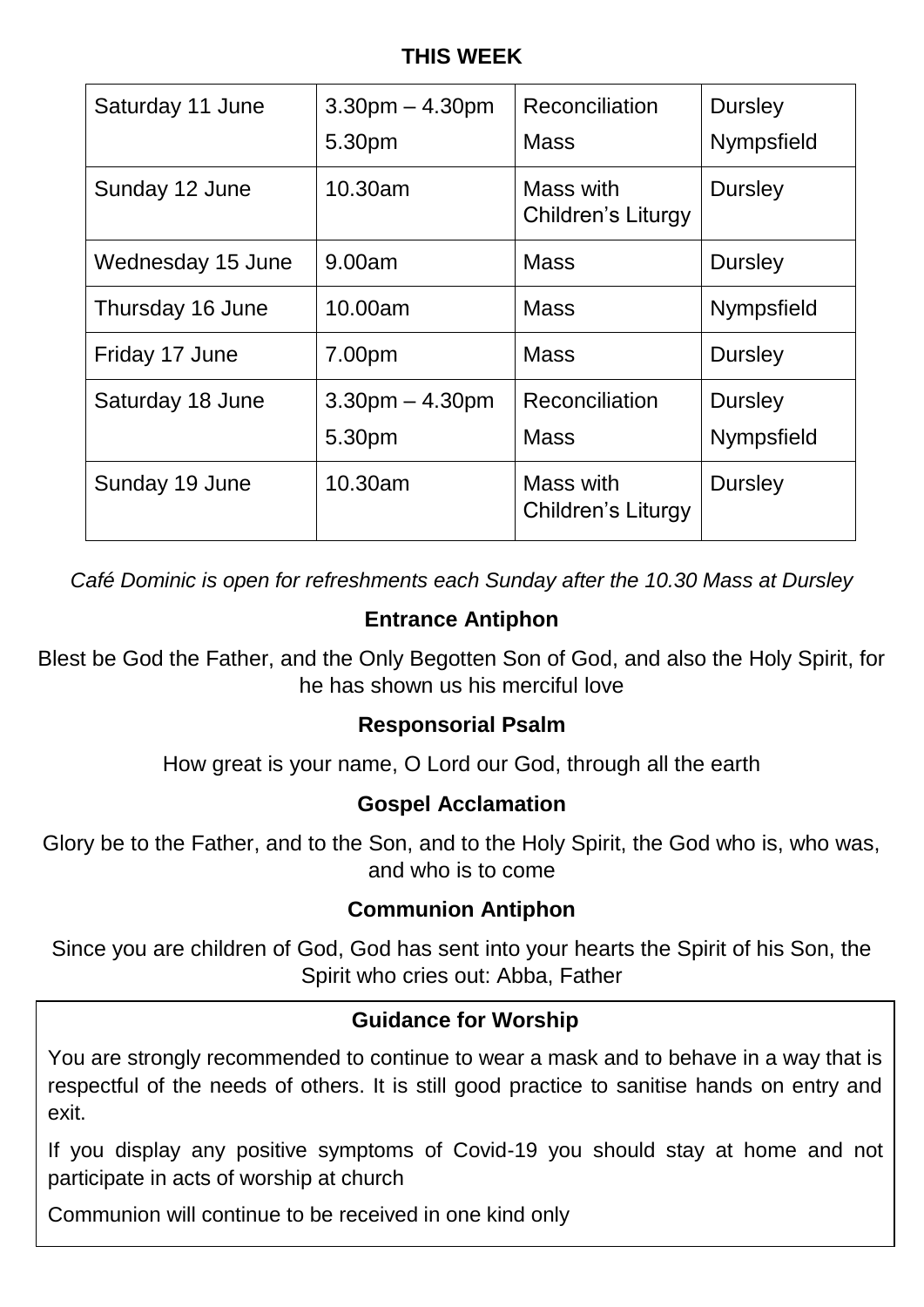## THIS WEEK

| | | | |
|---|---|---|---|
| Saturday 11 June | 3.30pm – 4.30pm<br>5.30pm | Reconciliation<br>Mass | Dursley<br>Nympsfield |
| Sunday 12 June | 10.30am | Mass with Children's Liturgy | Dursley |
| Wednesday 15 June | 9.00am | Mass | Dursley |
| Thursday 16 June | 10.00am | Mass | Nympsfield |
| Friday 17 June | 7.00pm | Mass | Dursley |
| Saturday 18 June | 3.30pm – 4.30pm<br>5.30pm | Reconciliation<br>Mass | Dursley<br>Nympsfield |
| Sunday 19 June | 10.30am | Mass with Children's Liturgy | Dursley |

*Café Dominic is open for refreshments each Sunday after the 10.30 Mass at Dursley*

### Entrance Antiphon

Blest be God the Father, and the Only Begotten Son of God, and also the Holy Spirit, for he has shown us his merciful love

### Responsorial Psalm

How great is your name, O Lord our God, through all the earth

### Gospel Acclamation

Glory be to the Father, and to the Son, and to the Holy Spirit, the God who is, who was, and who is to come

### Communion Antiphon

Since you are children of God, God has sent into your hearts the Spirit of his Son, the Spirit who cries out: Abba, Father

### Guidance for Worship

You are strongly recommended to continue to wear a mask and to behave in a way that is respectful of the needs of others. It is still good practice to sanitise hands on entry and exit.

If you display any positive symptoms of Covid-19 you should stay at home and not participate in acts of worship at church

Communion will continue to be received in one kind only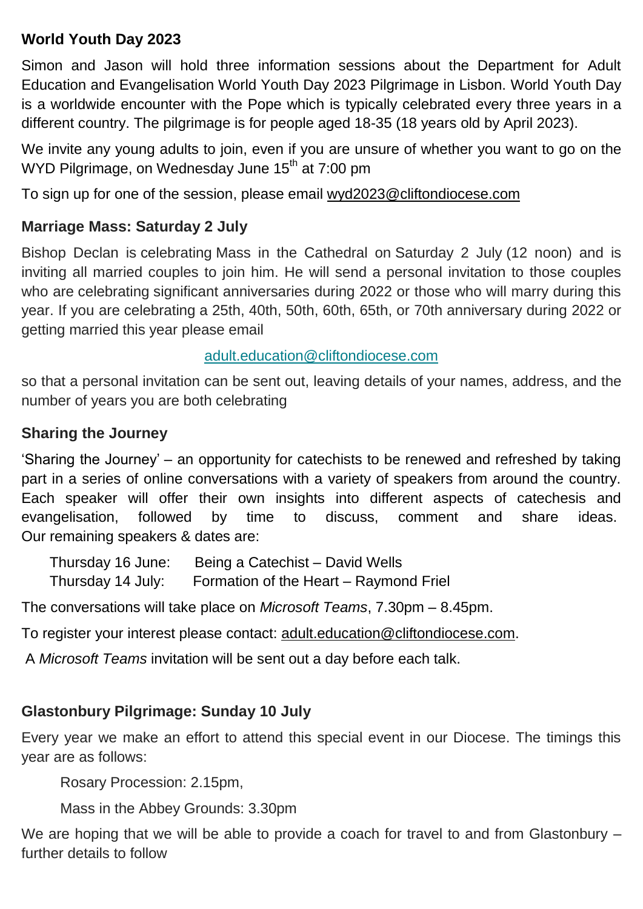**World Youth Day 2023**

Simon and Jason will hold three information sessions about the Department for Adult Education and Evangelisation World Youth Day 2023 Pilgrimage in Lisbon. World Youth Day is a worldwide encounter with the Pope which is typically celebrated every three years in a different country. The pilgrimage is for people aged 18-35 (18 years old by April 2023).

We invite any young adults to join, even if you are unsure of whether you want to go on the WYD Pilgrimage, on Wednesday June 15th at 7:00 pm

To sign up for one of the session, please email wyd2023@cliftondiocese.com

**Marriage Mass: Saturday 2 July**

Bishop Declan is celebrating Mass in the Cathedral on Saturday 2 July (12 noon) and is inviting all married couples to join him. He will send a personal invitation to those couples who are celebrating significant anniversaries during 2022 or those who will marry during this year. If you are celebrating a 25th, 40th, 50th, 60th, 65th, or 70th anniversary during 2022 or getting married this year please email

adult.education@cliftondiocese.com

so that a personal invitation can be sent out, leaving details of your names, address, and the number of years you are both celebrating

**Sharing the Journey**

'Sharing the Journey' – an opportunity for catechists to be renewed and refreshed by taking part in a series of online conversations with a variety of speakers from around the country. Each speaker will offer their own insights into different aspects of catechesis and evangelisation, followed by time to discuss, comment and share ideas. Our remaining speakers & dates are:

Thursday 16 June: Being a Catechist – David Wells
Thursday 14 July: Formation of the Heart – Raymond Friel

The conversations will take place on *Microsoft Teams*, 7.30pm – 8.45pm.

To register your interest please contact: adult.education@cliftondiocese.com.

A *Microsoft Teams* invitation will be sent out a day before each talk.

**Glastonbury Pilgrimage: Sunday 10 July**

Every year we make an effort to attend this special event in our Diocese. The timings this year are as follows:

Rosary Procession: 2.15pm,

Mass in the Abbey Grounds: 3.30pm

We are hoping that we will be able to provide a coach for travel to and from Glastonbury – further details to follow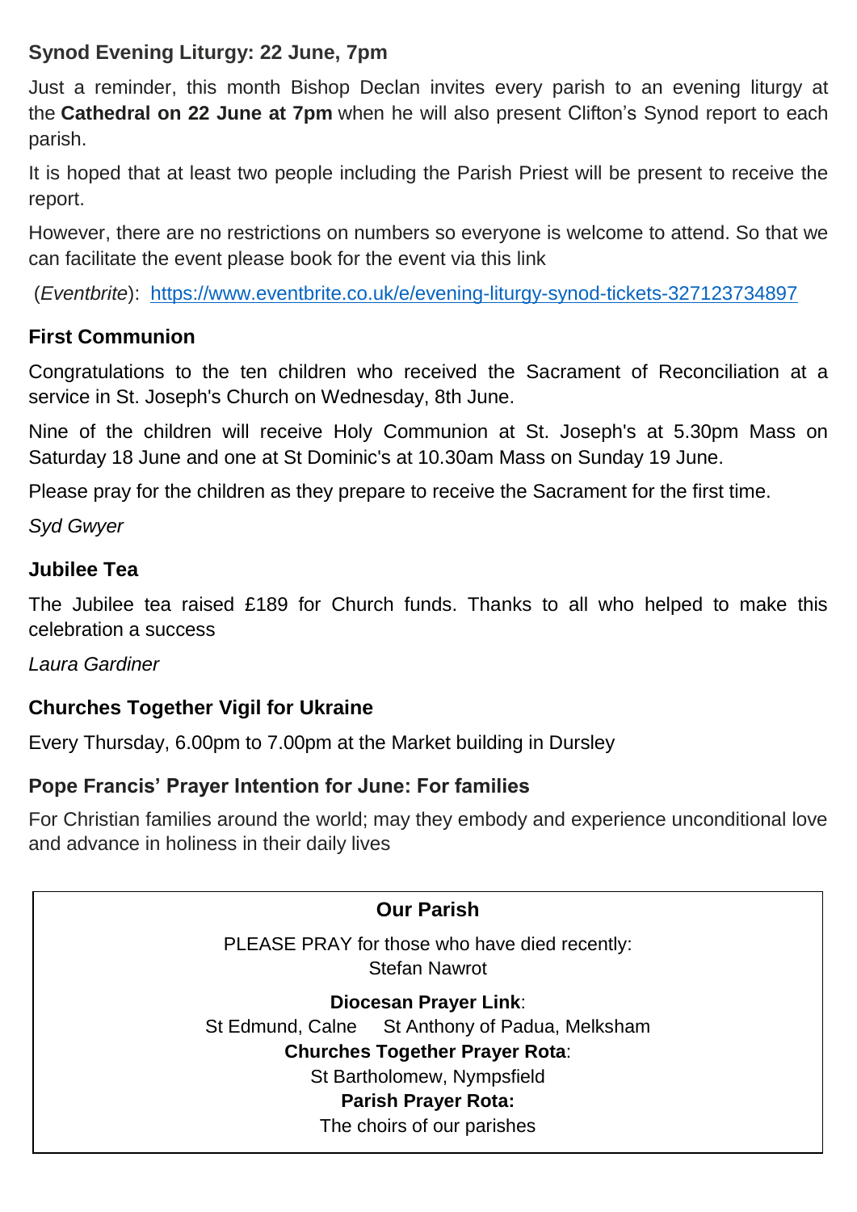### Synod Evening Liturgy: 22 June, 7pm

Just a reminder, this month Bishop Declan invites every parish to an evening liturgy at the **Cathedral on 22 June at 7pm** when he will also present Clifton's Synod report to each parish.

It is hoped that at least two people including the Parish Priest will be present to receive the report.

However, there are no restrictions on numbers so everyone is welcome to attend. So that we can facilitate the event please book for the event via this link

(*Eventbrite*): https://www.eventbrite.co.uk/e/evening-liturgy-synod-tickets-327123734897

### First Communion

Congratulations to the ten children who received the Sacrament of Reconciliation at a service in St. Joseph's Church on Wednesday, 8th June.

Nine of the children will receive Holy Communion at St. Joseph's at 5.30pm Mass on Saturday 18 June and one at St Dominic's at 10.30am Mass on Sunday 19 June.

Please pray for the children as they prepare to receive the Sacrament for the first time.

*Syd Gwyer*

### Jubilee Tea

The Jubilee tea raised £189 for Church funds. Thanks to all who helped to make this celebration a success

*Laura Gardiner*

### Churches Together Vigil for Ukraine

Every Thursday, 6.00pm to 7.00pm at the Market building in Dursley

### Pope Francis' Prayer Intention for June: For families

For Christian families around the world; may they embody and experience unconditional love and advance in holiness in their daily lives

**Our Parish**

PLEASE PRAY for those who have died recently:
Stefan Nawrot

**Diocesan Prayer Link**:
St Edmund, Calne     St Anthony of Padua, Melksham

**Churches Together Prayer Rota**:
St Bartholomew, Nympsfield

**Parish Prayer Rota:**
The choirs of our parishes